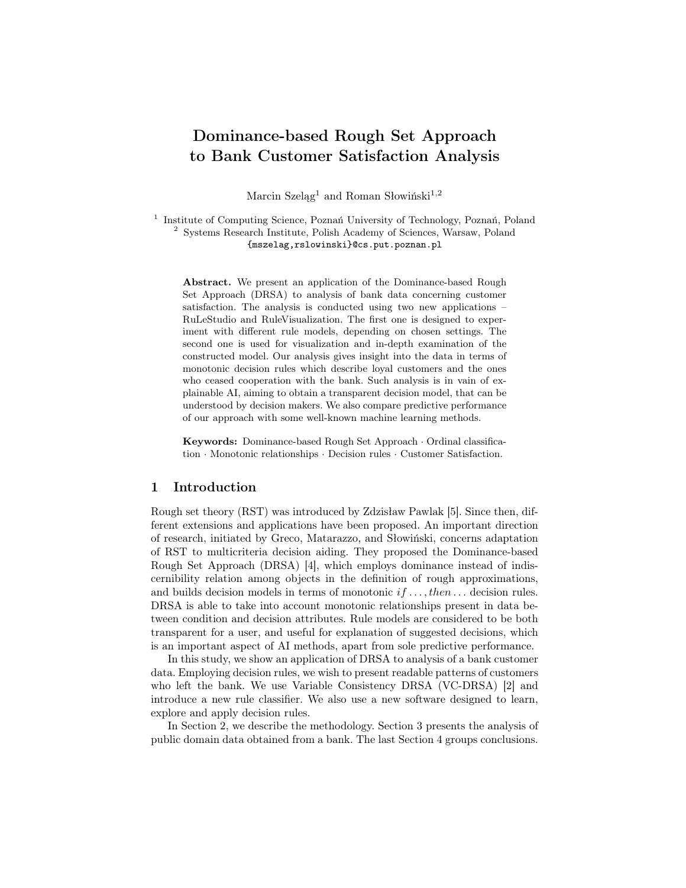# Dominance-based Rough Set Approach to Bank Customer Satisfaction Analysis

Marcin Szeląg[1] and Roman Słowiński[1,2]

[1] Institute of Computing Science, Poznań University of Technology, Poznań, Poland
[2] Systems Research Institute, Polish Academy of Sciences, Warsaw, Poland
{mszelag,rslowinski}@cs.put.poznan.pl

**Abstract.** We present an application of the Dominance-based Rough Set Approach (DRSA) to analysis of bank data concerning customer satisfaction. The analysis is conducted using two new applications – RuLeStudio and RuleVisualization. The first one is designed to experiment with different rule models, depending on chosen settings. The second one is used for visualization and in-depth examination of the constructed model. Our analysis gives insight into the data in terms of monotonic decision rules which describe loyal customers and the ones who ceased cooperation with the bank. Such analysis is in vain of explainable AI, aiming to obtain a transparent decision model, that can be understood by decision makers. We also compare predictive performance of our approach with some well-known machine learning methods.

**Keywords:** Dominance-based Rough Set Approach · Ordinal classification · Monotonic relationships · Decision rules · Customer Satisfaction.

## 1 Introduction

Rough set theory (RST) was introduced by Zdzisław Pawlak [5]. Since then, different extensions and applications have been proposed. An important direction of research, initiated by Greco, Matarazzo, and Słowiński, concerns adaptation of RST to multicriteria decision aiding. They proposed the Dominance-based Rough Set Approach (DRSA) [4], which employs dominance instead of indiscernibility relation among objects in the definition of rough approximations, and builds decision models in terms of monotonic *if . . . , then . . .* decision rules. DRSA is able to take into account monotonic relationships present in data between condition and decision attributes. Rule models are considered to be both transparent for a user, and useful for explanation of suggested decisions, which is an important aspect of AI methods, apart from sole predictive performance.

In this study, we show an application of DRSA to analysis of a bank customer data. Employing decision rules, we wish to present readable patterns of customers who left the bank. We use Variable Consistency DRSA (VC-DRSA) [2] and introduce a new rule classifier. We also use a new software designed to learn, explore and apply decision rules.

In Section 2, we describe the methodology. Section 3 presents the analysis of public domain data obtained from a bank. The last Section 4 groups conclusions.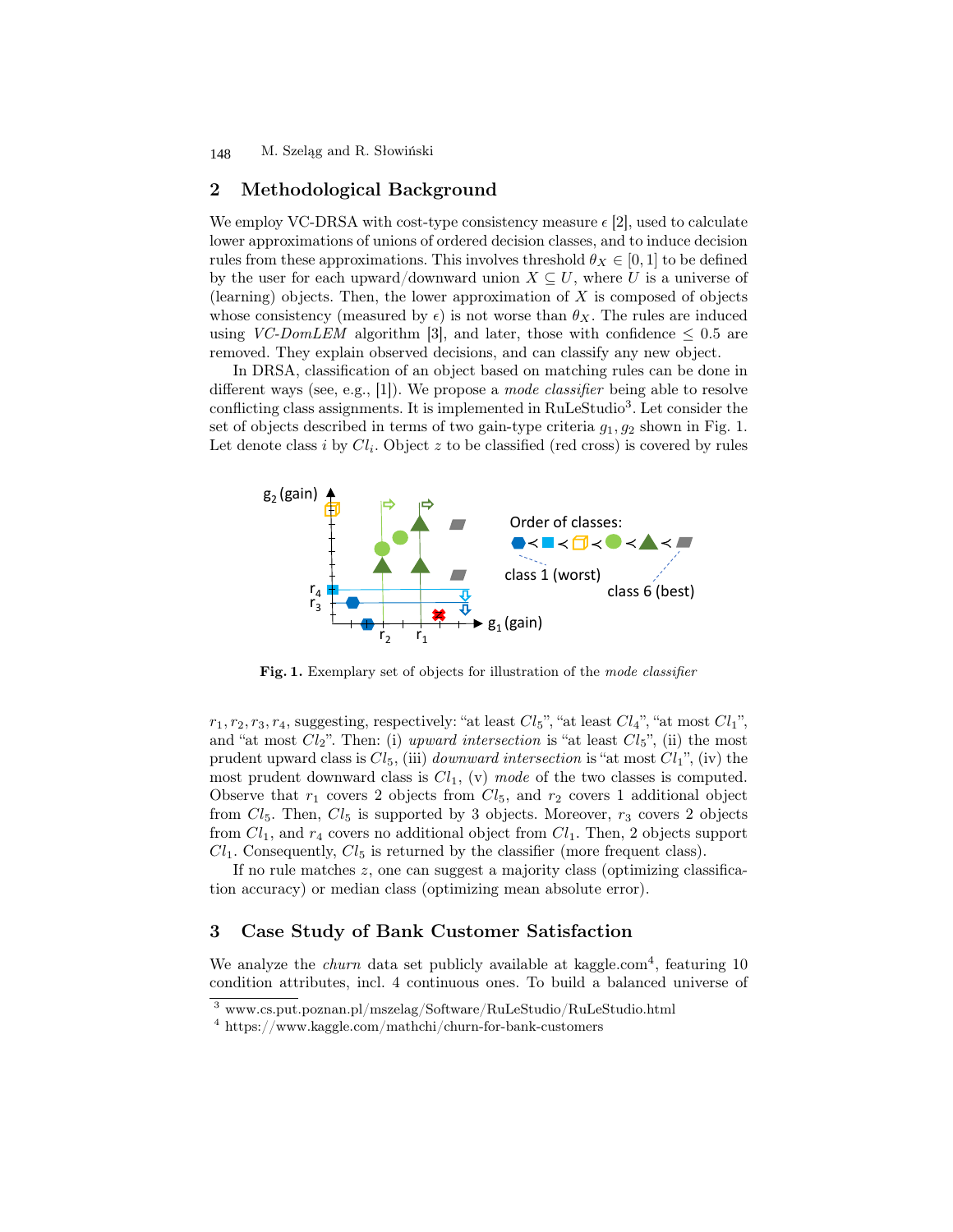## 2 Methodological Background

We employ VC-DRSA with cost-type consistency measure $\epsilon$ [2], used to calculate lower approximations of unions of ordered decision classes, and to induce decision rules from these approximations. This involves threshold $\theta_X \in [0, 1]$ to be defined by the user for each upward/downward union $X \subseteq U$, where $U$ is a universe of (learning) objects. Then, the lower approximation of $X$ is composed of objects whose consistency (measured by $\epsilon$) is not worse than $\theta_X$. The rules are induced using *VC-DomLEM* algorithm [3], and later, those with confidence $\leq 0.5$ are removed. They explain observed decisions, and can classify any new object.

In DRSA, classification of an object based on matching rules can be done in different ways (see, e.g., [1]). We propose a *mode classifier* being able to resolve conflicting class assignments. It is implemented in RuLeStudio[3]. Let consider the set of objects described in terms of two gain-type criteria $g_1, g_2$ shown in Fig. 1. Let denote class $i$ by $Cl_i$. Object $z$ to be classified (red cross) is covered by rules

**Fig. 1.** Exemplary set of objects for illustration of the *mode classifier*

$r_1, r_2, r_3, r_4$, suggesting, respectively: "at least $Cl_5$", "at least $Cl_4$", "at most $Cl_1$", and "at most $Cl_2$". Then: (i) *upward intersection* is "at least $Cl_5$", (ii) the most prudent upward class is $Cl_5$, (iii) *downward intersection* is "at most $Cl_1$", (iv) the most prudent downward class is $Cl_1$, (v) *mode* of the two classes is computed. Observe that $r_1$ covers 2 objects from $Cl_5$, and $r_2$ covers 1 additional object from $Cl_5$. Then, $Cl_5$ is supported by 3 objects. Moreover, $r_3$ covers 2 objects from $Cl_1$, and $r_4$ covers no additional object from $Cl_1$. Then, 2 objects support $Cl_1$. Consequently, $Cl_5$ is returned by the classifier (more frequent class).

If no rule matches $z$, one can suggest a majority class (optimizing classification accuracy) or median class (optimizing mean absolute error).

## 3 Case Study of Bank Customer Satisfaction

We analyze the *churn* data set publicly available at kaggle.com[4], featuring 10 condition attributes, incl. 4 continuous ones. To build a balanced universe of

[3] www.cs.put.poznan.pl/mszelag/Software/RuLeStudio/RuLeStudio.html

[4] https://www.kaggle.com/mathchi/churn-for-bank-customers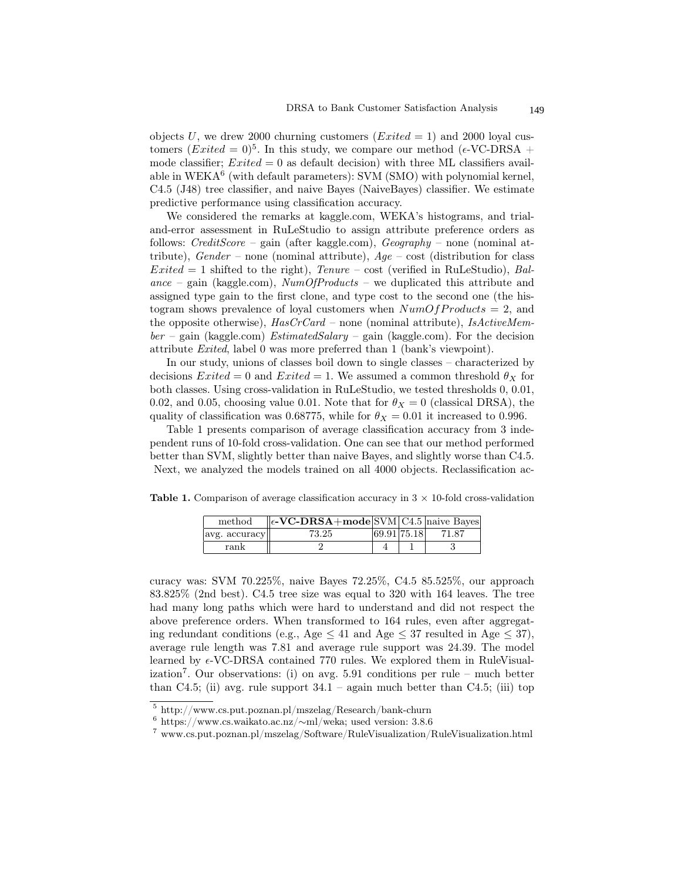objects $U$, we drew 2000 churning customers ($Exited = 1$) and 2000 loyal customers ($Exited = 0$)[5]. In this study, we compare our method ($\epsilon$-VC-DRSA + mode classifier; $Exited = 0$ as default decision) with three ML classifiers available in WEKA[6] (with default parameters): SVM (SMO) with polynomial kernel, C4.5 (J48) tree classifier, and naive Bayes (NaiveBayes) classifier. We estimate predictive performance using classification accuracy.

We considered the remarks at kaggle.com, WEKA's histograms, and trial-and-error assessment in RuLeStudio to assign attribute preference orders as follows: *CreditScore* – gain (after kaggle.com), *Geography* – none (nominal attribute), *Gender* – none (nominal attribute), *Age* – cost (distribution for class $Exited = 1$ shifted to the right), *Tenure* – cost (verified in RuLeStudio), *Balance* – gain (kaggle.com), *NumOfProducts* – we duplicated this attribute and assigned type gain to the first clone, and type cost to the second one (the histogram shows prevalence of loyal customers when $NumOfProducts = 2$, and the opposite otherwise), *HasCrCard* – none (nominal attribute), *IsActiveMember* – gain (kaggle.com) *EstimatedSalary* – gain (kaggle.com). For the decision attribute *Exited*, label 0 was more preferred than 1 (bank's viewpoint).

In our study, unions of classes boil down to single classes – characterized by decisions $Exited = 0$ and $Exited = 1$. We assumed a common threshold $\theta_X$ for both classes. Using cross-validation in RuLeStudio, we tested thresholds 0, 0.01, 0.02, and 0.05, choosing value 0.01. Note that for $\theta_X = 0$ (classical DRSA), the quality of classification was 0.68775, while for $\theta_X = 0.01$ it increased to 0.996.

Table 1 presents comparison of average classification accuracy from 3 independent runs of 10-fold cross-validation. One can see that our method performed better than SVM, slightly better than naive Bayes, and slightly worse than C4.5. Next, we analyzed the models trained on all 4000 objects. Reclassification accuracy was: SVM 70.225%, naive Bayes 72.25%, C4.5 85.525%, our approach 83.825% (2nd best). C4.5 tree size was equal to 320 with 164 leaves. The tree had many long paths which were hard to understand and did not respect the above preference orders. When transformed to 164 rules, even after aggregating redundant conditions (e.g., Age $\leq$ 41 and Age $\leq$ 37 resulted in Age $\leq$ 37), average rule length was 7.81 and average rule support was 24.39. The model learned by $\epsilon$-VC-DRSA contained 770 rules. We explored them in RuleVisualization[7]. Our observations: (i) on avg. 5.91 conditions per rule – much better than C4.5; (ii) avg. rule support 34.1 – again much better than C4.5; (iii) top

**Table 1.** Comparison of average classification accuracy in 3 × 10-fold cross-validation

| method | **$\epsilon$-VC-DRSA+mode** | SVM | C4.5 | naive Bayes |
|---|---|---|---|---|
| avg. accuracy | 73.25 | 69.91 | 75.18 | 71.87 |
| rank | 2 | 4 | 1 | 3 |

[5] http://www.cs.put.poznan.pl/mszelag/Research/bank-churn

[6] https://www.cs.waikato.ac.nz/~ml/weka; used version: 3.8.6

[7] www.cs.put.poznan.pl/mszelag/Software/RuleVisualization/RuleVisualization.html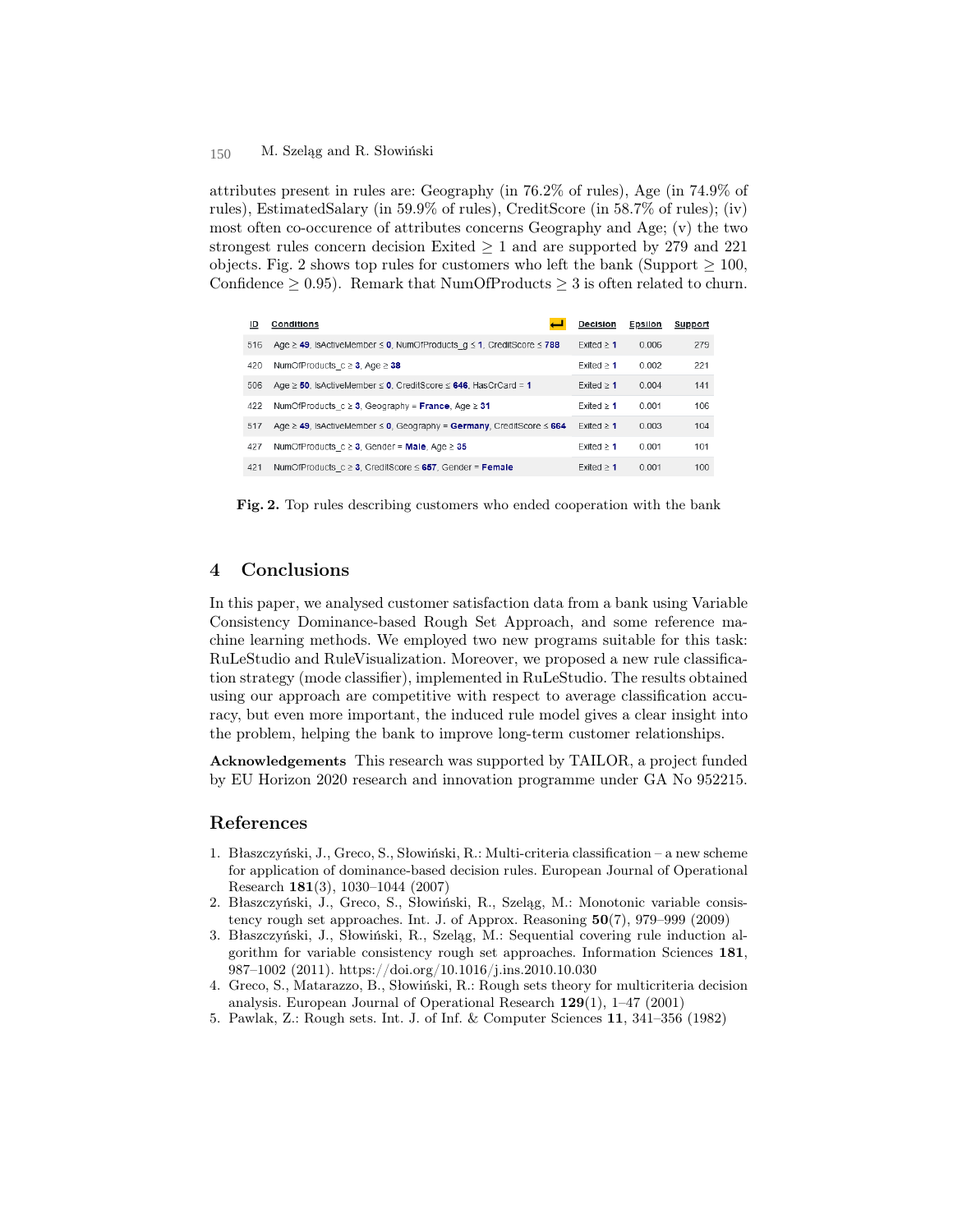attributes present in rules are: Geography (in 76.2% of rules), Age (in 74.9% of rules), EstimatedSalary (in 59.9% of rules), CreditScore (in 58.7% of rules); (iv) most often co-occurence of attributes concerns Geography and Age; (v) the two strongest rules concern decision Exited $\geq 1$ and are supported by 279 and 221 objects. Fig. 2 shows top rules for customers who left the bank (Support $\geq 100$, Confidence $\geq 0.95$). Remark that NumOfProducts $\geq 3$ is often related to churn.

| ID | Conditions | Decision | Epsilon | Support |
|---|---|---|---|---|
| 516 | Age ≥ 49, IsActiveMember ≤ 0, NumOfProducts_g ≤ 1, CreditScore ≤ 788 | Exited ≥ 1 | 0.006 | 279 |
| 420 | NumOfProducts_c ≥ 3, Age ≥ 38 | Exited ≥ 1 | 0.002 | 221 |
| 506 | Age ≥ 50, IsActiveMember ≤ 0, CreditScore ≤ 646, HasCrCard = 1 | Exited ≥ 1 | 0.004 | 141 |
| 422 | NumOfProducts_c ≥ 3, Geography = France, Age ≥ 31 | Exited ≥ 1 | 0.001 | 106 |
| 517 | Age ≥ 49, IsActiveMember ≤ 0, Geography = Germany, CreditScore ≤ 664 | Exited ≥ 1 | 0.003 | 104 |
| 427 | NumOfProducts_c ≥ 3, Gender = Male, Age ≥ 35 | Exited ≥ 1 | 0.001 | 101 |
| 421 | NumOfProducts_c ≥ 3, CreditScore ≤ 657, Gender = Female | Exited ≥ 1 | 0.001 | 100 |

**Fig. 2.** Top rules describing customers who ended cooperation with the bank

## 4 Conclusions

In this paper, we analysed customer satisfaction data from a bank using Variable Consistency Dominance-based Rough Set Approach, and some reference machine learning methods. We employed two new programs suitable for this task: RuLeStudio and RuleVisualization. Moreover, we proposed a new rule classification strategy (mode classifier), implemented in RuLeStudio. The results obtained using our approach are competitive with respect to average classification accuracy, but even more important, the induced rule model gives a clear insight into the problem, helping the bank to improve long-term customer relationships.

**Acknowledgements** This research was supported by TAILOR, a project funded by EU Horizon 2020 research and innovation programme under GA No 952215.

## References

1. Błaszczyński, J., Greco, S., Słowiński, R.: Multi-criteria classification – a new scheme for application of dominance-based decision rules. European Journal of Operational Research **181**(3), 1030–1044 (2007)
2. Błaszczyński, J., Greco, S., Słowiński, R., Szeląg, M.: Monotonic variable consistency rough set approaches. Int. J. of Approx. Reasoning **50**(7), 979–999 (2009)
3. Błaszczyński, J., Słowiński, R., Szeląg, M.: Sequential covering rule induction algorithm for variable consistency rough set approaches. Information Sciences **181**, 987–1002 (2011). https://doi.org/10.1016/j.ins.2010.10.030
4. Greco, S., Matarazzo, B., Słowiński, R.: Rough sets theory for multicriteria decision analysis. European Journal of Operational Research **129**(1), 1–47 (2001)
5. Pawlak, Z.: Rough sets. Int. J. of Inf. & Computer Sciences **11**, 341–356 (1982)